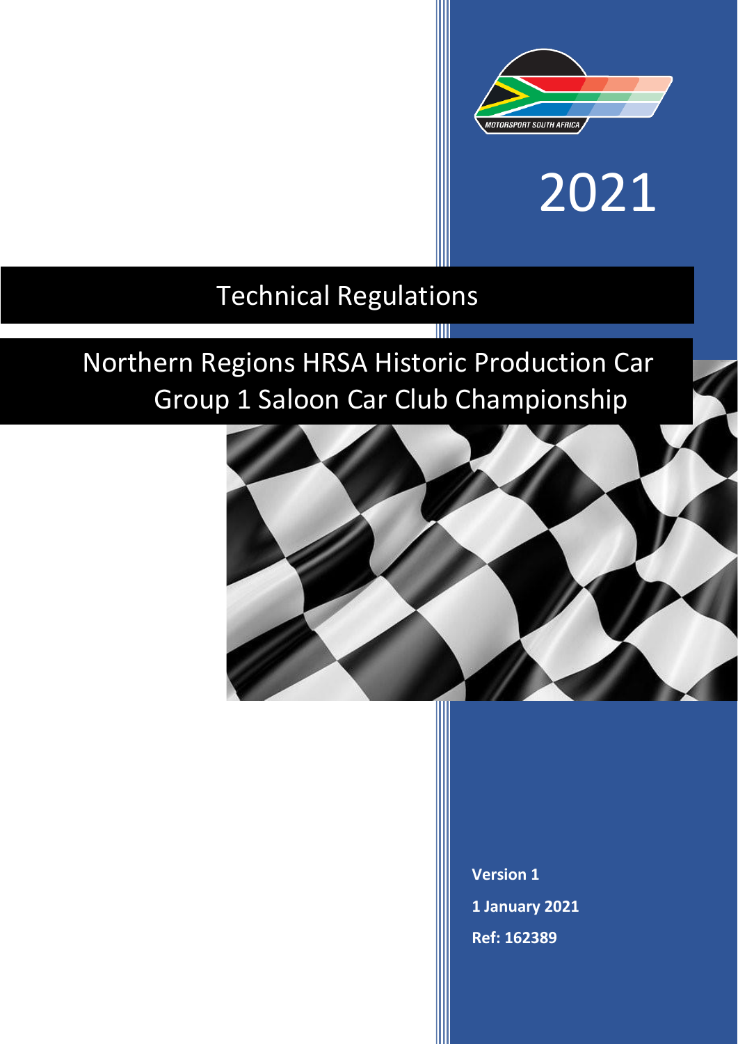2021

# Technical Regulations

## Northern Regions HRSA Historic Production Car Group 1 Saloon Car Club Championship

**Version 1**

**1 January 2021**

**Ref: 162389**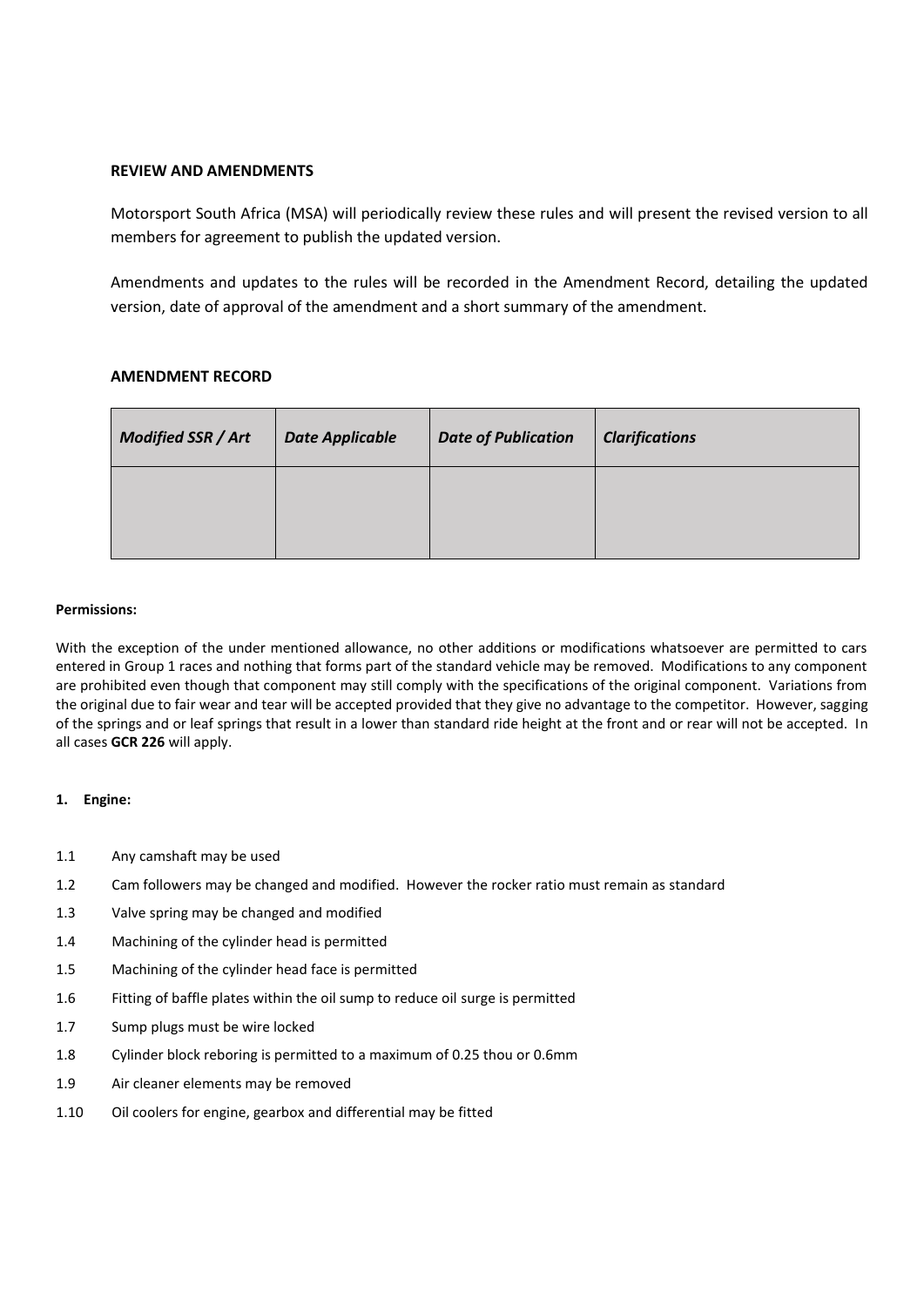**REVIEW AND AMENDMENTS**

Motorsport South Africa (MSA) will periodically review these rules and will present the revised version to all members for agreement to publish the updated version.

Amendments and updates to the rules will be recorded in the Amendment Record, detailing the updated version, date of approval of the amendment and a short summary of the amendment.

**AMENDMENT RECORD**

| ***Modified SSR / Art*** | ***Date Applicable*** | ***Date of Publication*** | ***Clarifications*** |
|---|---|---|---|
| | | | |

**Permissions:**

With the exception of the under mentioned allowance, no other additions or modifications whatsoever are permitted to cars entered in Group 1 races and nothing that forms part of the standard vehicle may be removed. Modifications to any component are prohibited even though that component may still comply with the specifications of the original component. Variations from the original due to fair wear and tear will be accepted provided that they give no advantage to the competitor. However, sagging of the springs and or leaf springs that result in a lower than standard ride height at the front and or rear will not be accepted. In all cases **GCR 226** will apply.

**1. Engine:**

1.1 Any camshaft may be used

1.2 Cam followers may be changed and modified. However the rocker ratio must remain as standard

1.3 Valve spring may be changed and modified

1.4 Machining of the cylinder head is permitted

1.5 Machining of the cylinder head face is permitted

1.6 Fitting of baffle plates within the oil sump to reduce oil surge is permitted

1.7 Sump plugs must be wire locked

1.8 Cylinder block reboring is permitted to a maximum of 0.25 thou or 0.6mm

1.9 Air cleaner elements may be removed

1.10 Oil coolers for engine, gearbox and differential may be fitted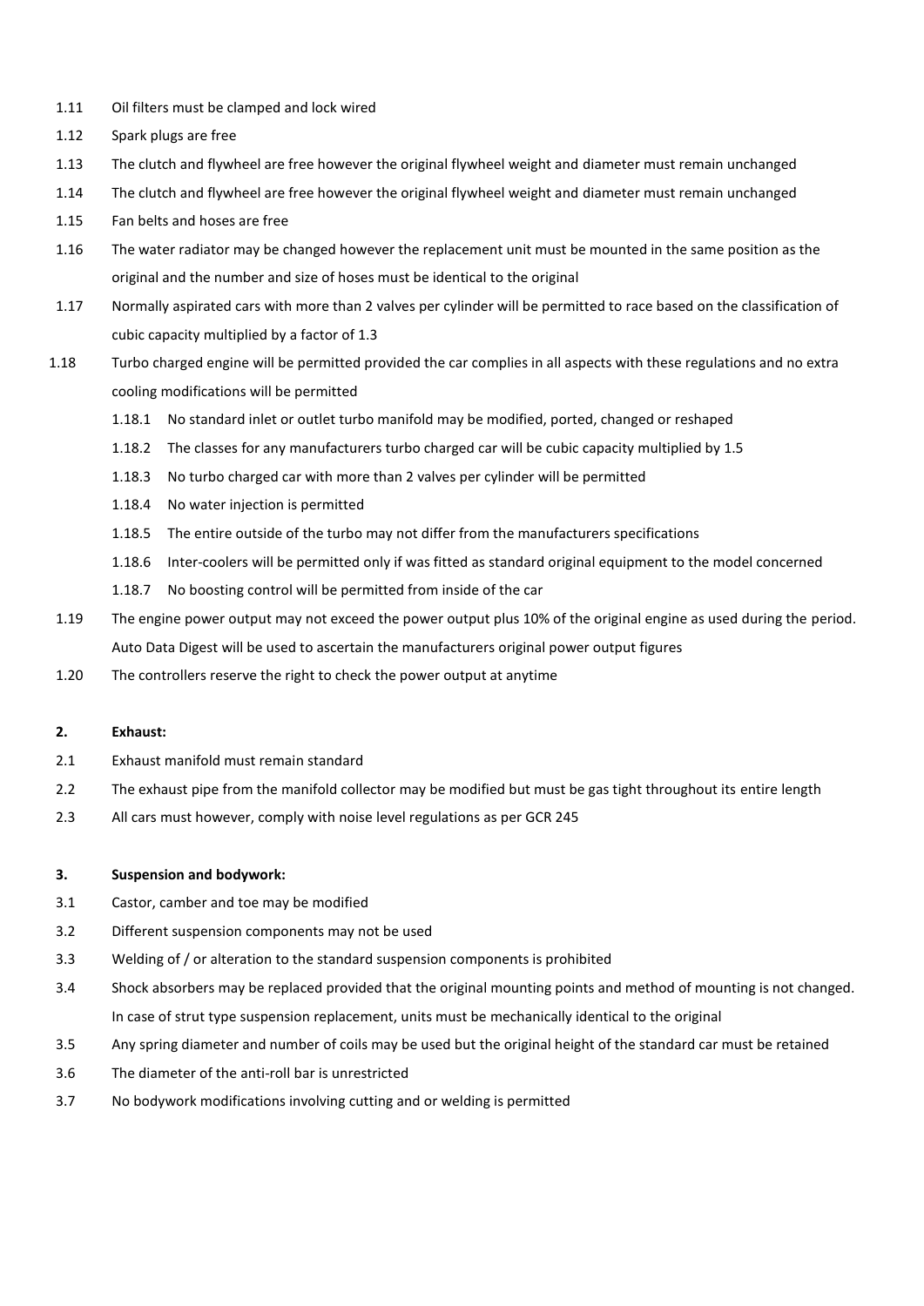1.11 Oil filters must be clamped and lock wired

1.12 Spark plugs are free

1.13 The clutch and flywheel are free however the original flywheel weight and diameter must remain unchanged

1.14 The clutch and flywheel are free however the original flywheel weight and diameter must remain unchanged

1.15 Fan belts and hoses are free

1.16 The water radiator may be changed however the replacement unit must be mounted in the same position as the original and the number and size of hoses must be identical to the original

1.17 Normally aspirated cars with more than 2 valves per cylinder will be permitted to race based on the classification of cubic capacity multiplied by a factor of 1.3

1.18 Turbo charged engine will be permitted provided the car complies in all aspects with these regulations and no extra cooling modifications will be permitted

- 1.18.1 No standard inlet or outlet turbo manifold may be modified, ported, changed or reshaped
- 1.18.2 The classes for any manufacturers turbo charged car will be cubic capacity multiplied by 1.5
- 1.18.3 No turbo charged car with more than 2 valves per cylinder will be permitted
- 1.18.4 No water injection is permitted
- 1.18.5 The entire outside of the turbo may not differ from the manufacturers specifications
- 1.18.6 Inter-coolers will be permitted only if was fitted as standard original equipment to the model concerned
- 1.18.7 No boosting control will be permitted from inside of the car

1.19 The engine power output may not exceed the power output plus 10% of the original engine as used during the period. Auto Data Digest will be used to ascertain the manufacturers original power output figures

1.20 The controllers reserve the right to check the power output at anytime

**2. Exhaust:**

2.1 Exhaust manifold must remain standard

2.2 The exhaust pipe from the manifold collector may be modified but must be gas tight throughout its entire length

2.3 All cars must however, comply with noise level regulations as per GCR 245

**3. Suspension and bodywork:**

3.1 Castor, camber and toe may be modified

3.2 Different suspension components may not be used

3.3 Welding of / or alteration to the standard suspension components is prohibited

3.4 Shock absorbers may be replaced provided that the original mounting points and method of mounting is not changed. In case of strut type suspension replacement, units must be mechanically identical to the original

3.5 Any spring diameter and number of coils may be used but the original height of the standard car must be retained

3.6 The diameter of the anti-roll bar is unrestricted

3.7 No bodywork modifications involving cutting and or welding is permitted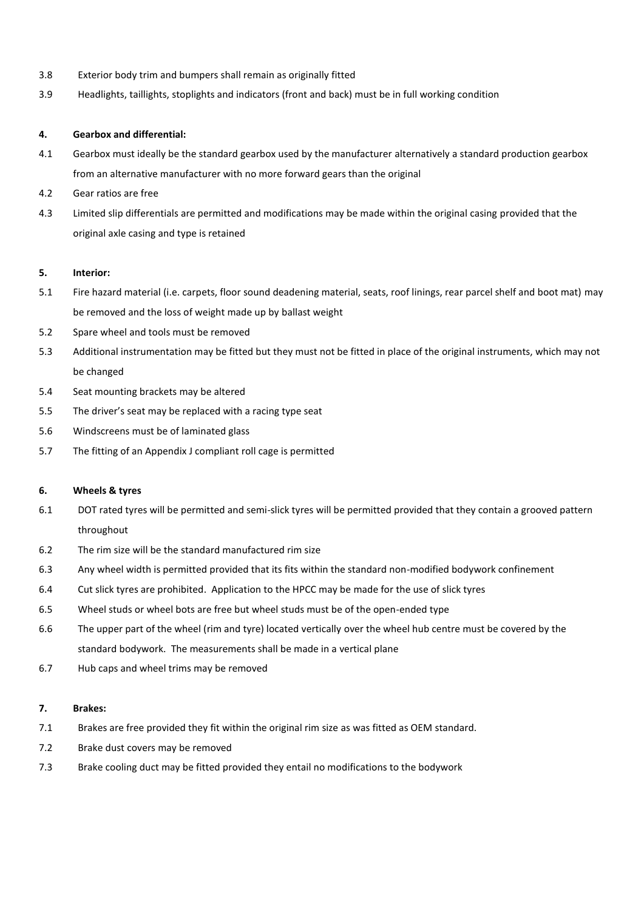3.8 Exterior body trim and bumpers shall remain as originally fitted

3.9 Headlights, taillights, stoplights and indicators (front and back) must be in full working condition

**4. Gearbox and differential:**

4.1 Gearbox must ideally be the standard gearbox used by the manufacturer alternatively a standard production gearbox from an alternative manufacturer with no more forward gears than the original

4.2 Gear ratios are free

4.3 Limited slip differentials are permitted and modifications may be made within the original casing provided that the original axle casing and type is retained

**5. Interior:**

5.1 Fire hazard material (i.e. carpets, floor sound deadening material, seats, roof linings, rear parcel shelf and boot mat) may be removed and the loss of weight made up by ballast weight

5.2 Spare wheel and tools must be removed

5.3 Additional instrumentation may be fitted but they must not be fitted in place of the original instruments, which may not be changed

5.4 Seat mounting brackets may be altered

5.5 The driver's seat may be replaced with a racing type seat

5.6 Windscreens must be of laminated glass

5.7 The fitting of an Appendix J compliant roll cage is permitted

**6. Wheels & tyres**

6.1 DOT rated tyres will be permitted and semi-slick tyres will be permitted provided that they contain a grooved pattern throughout

6.2 The rim size will be the standard manufactured rim size

6.3 Any wheel width is permitted provided that its fits within the standard non-modified bodywork confinement

6.4 Cut slick tyres are prohibited. Application to the HPCC may be made for the use of slick tyres

6.5 Wheel studs or wheel bots are free but wheel studs must be of the open-ended type

6.6 The upper part of the wheel (rim and tyre) located vertically over the wheel hub centre must be covered by the standard bodywork. The measurements shall be made in a vertical plane

6.7 Hub caps and wheel trims may be removed

**7. Brakes:**

7.1 Brakes are free provided they fit within the original rim size as was fitted as OEM standard.

7.2 Brake dust covers may be removed

7.3 Brake cooling duct may be fitted provided they entail no modifications to the bodywork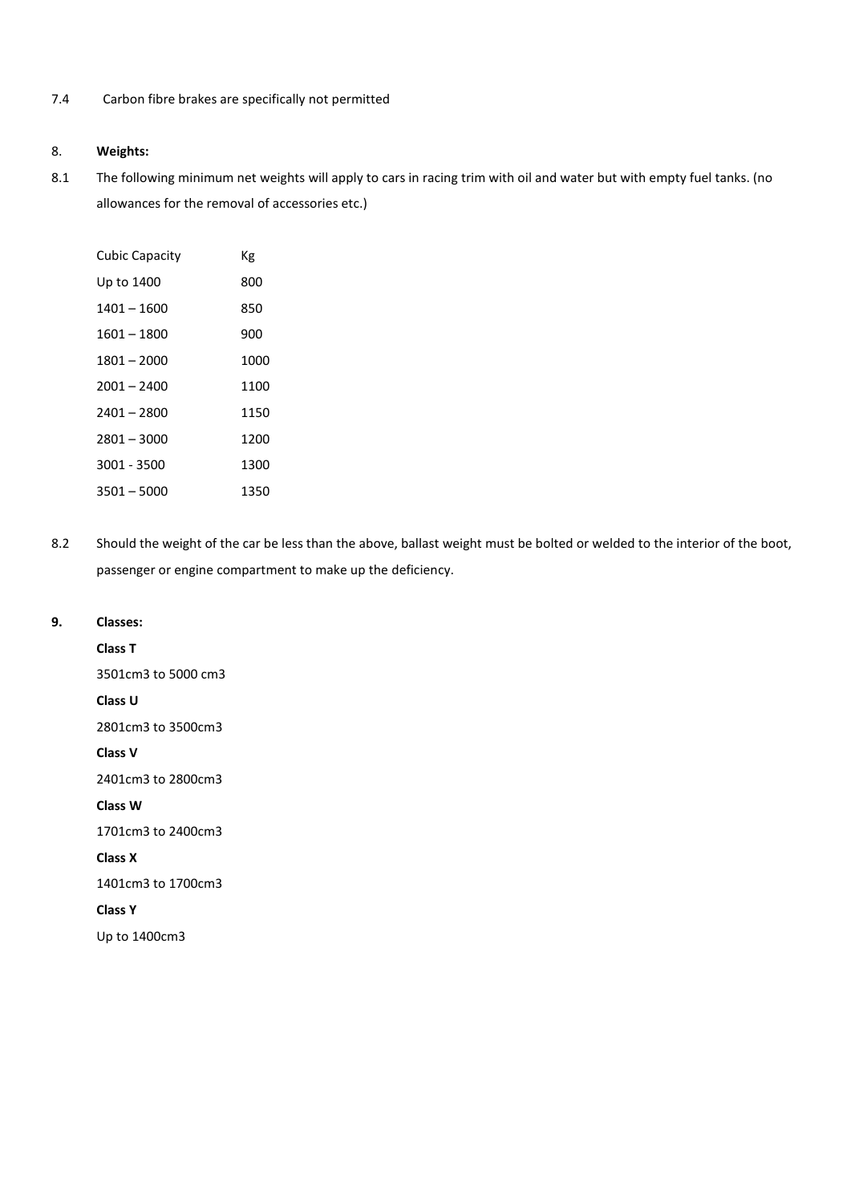7.4 Carbon fibre brakes are specifically not permitted

## 8. **Weights:**

8.1 The following minimum net weights will apply to cars in racing trim with oil and water but with empty fuel tanks. (no allowances for the removal of accessories etc.)

| Cubic Capacity | Kg |
|---|---|
| Up to 1400 | 800 |
| 1401 – 1600 | 850 |
| 1601 – 1800 | 900 |
| 1801 – 2000 | 1000 |
| 2001 – 2400 | 1100 |
| 2401 – 2800 | 1150 |
| 2801 – 3000 | 1200 |
| 3001 - 3500 | 1300 |
| 3501 – 5000 | 1350 |

8.2 Should the weight of the car be less than the above, ballast weight must be bolted or welded to the interior of the boot, passenger or engine compartment to make up the deficiency.

## 9. **Classes:**

**Class T**

3501cm3 to 5000 cm3

**Class U**

2801cm3 to 3500cm3

**Class V**

2401cm3 to 2800cm3

**Class W**

1701cm3 to 2400cm3

**Class X**

1401cm3 to 1700cm3

**Class Y**

Up to 1400cm3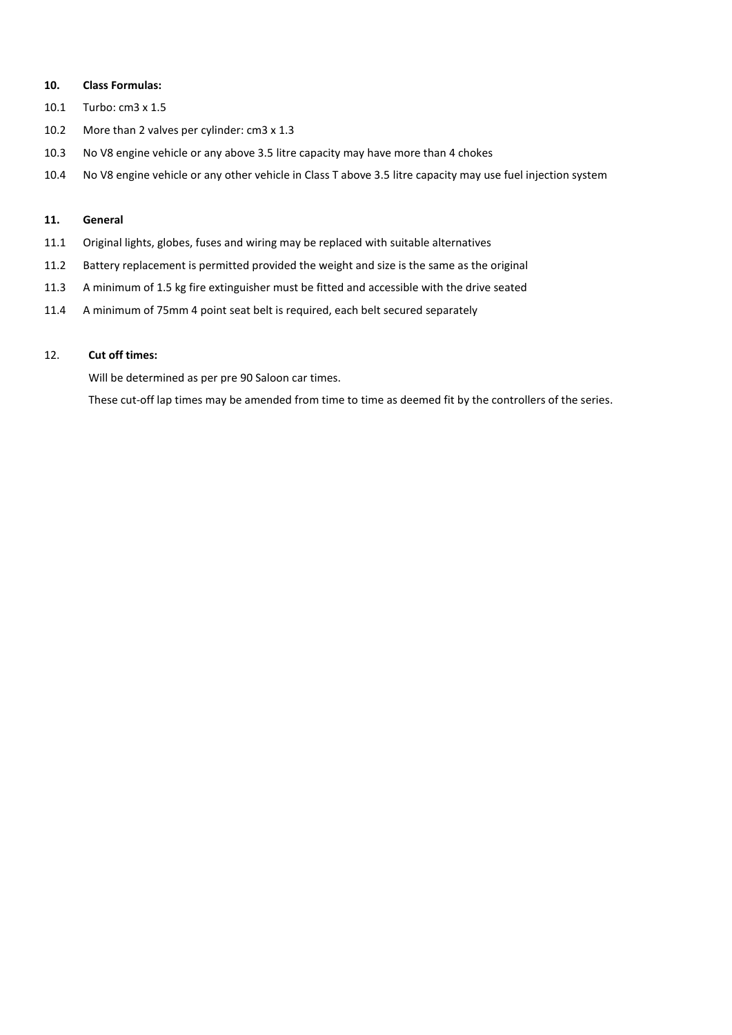**10. Class Formulas:**

10.1 Turbo: cm3 x 1.5

10.2 More than 2 valves per cylinder: cm3 x 1.3

10.3 No V8 engine vehicle or any above 3.5 litre capacity may have more than 4 chokes

10.4 No V8 engine vehicle or any other vehicle in Class T above 3.5 litre capacity may use fuel injection system

**11. General**

11.1 Original lights, globes, fuses and wiring may be replaced with suitable alternatives

11.2 Battery replacement is permitted provided the weight and size is the same as the original

11.3 A minimum of 1.5 kg fire extinguisher must be fitted and accessible with the drive seated

11.4 A minimum of 75mm 4 point seat belt is required, each belt secured separately

12. **Cut off times:**

Will be determined as per pre 90 Saloon car times.

These cut-off lap times may be amended from time to time as deemed fit by the controllers of the series.